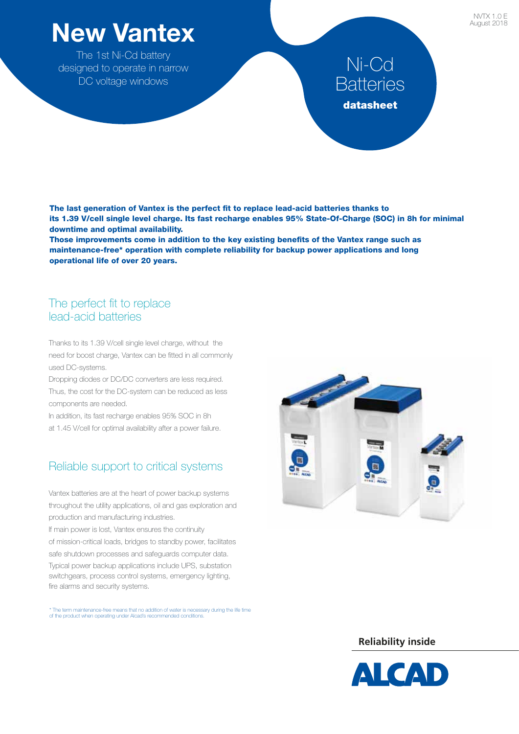NVTX 1.0 E
August 2018

# New Vantex

The 1st Ni-Cd battery designed to operate in narrow DC voltage windows

Ni-Cd Batteries

**datasheet**

**The last generation of Vantex is the perfect fit to replace lead-acid batteries thanks to its 1.39 V/cell single level charge. Its fast recharge enables 95% State-Of-Charge (SOC) in 8h for minimal downtime and optimal availability.**
**Those improvements come in addition to the key existing benefits of the Vantex range such as maintenance-free* operation with complete reliability for backup power applications and long operational life of over 20 years.**

## The perfect fit to replace lead-acid batteries

Thanks to its 1.39 V/cell single level charge, without the need for boost charge, Vantex can be fitted in all commonly used DC-systems.
Dropping diodes or DC/DC converters are less required. Thus, the cost for the DC-system can be reduced as less components are needed.
In addition, its fast recharge enables 95% SOC in 8h at 1.45 V/cell for optimal availability after a power failure.

## Reliable support to critical systems

Vantex batteries are at the heart of power backup systems throughout the utility applications, oil and gas exploration and production and manufacturing industries.
If main power is lost, Vantex ensures the continuity of mission-critical loads, bridges to standby power, facilitates safe shutdown processes and safeguards computer data. Typical power backup applications include UPS, substation switchgears, process control systems, emergency lighting, fire alarms and security systems.

* The term maintenance-free means that no addition of water is necessary during the life time of the product when operating under Alcad's recommended conditions.

**Reliability inside**

ALCAD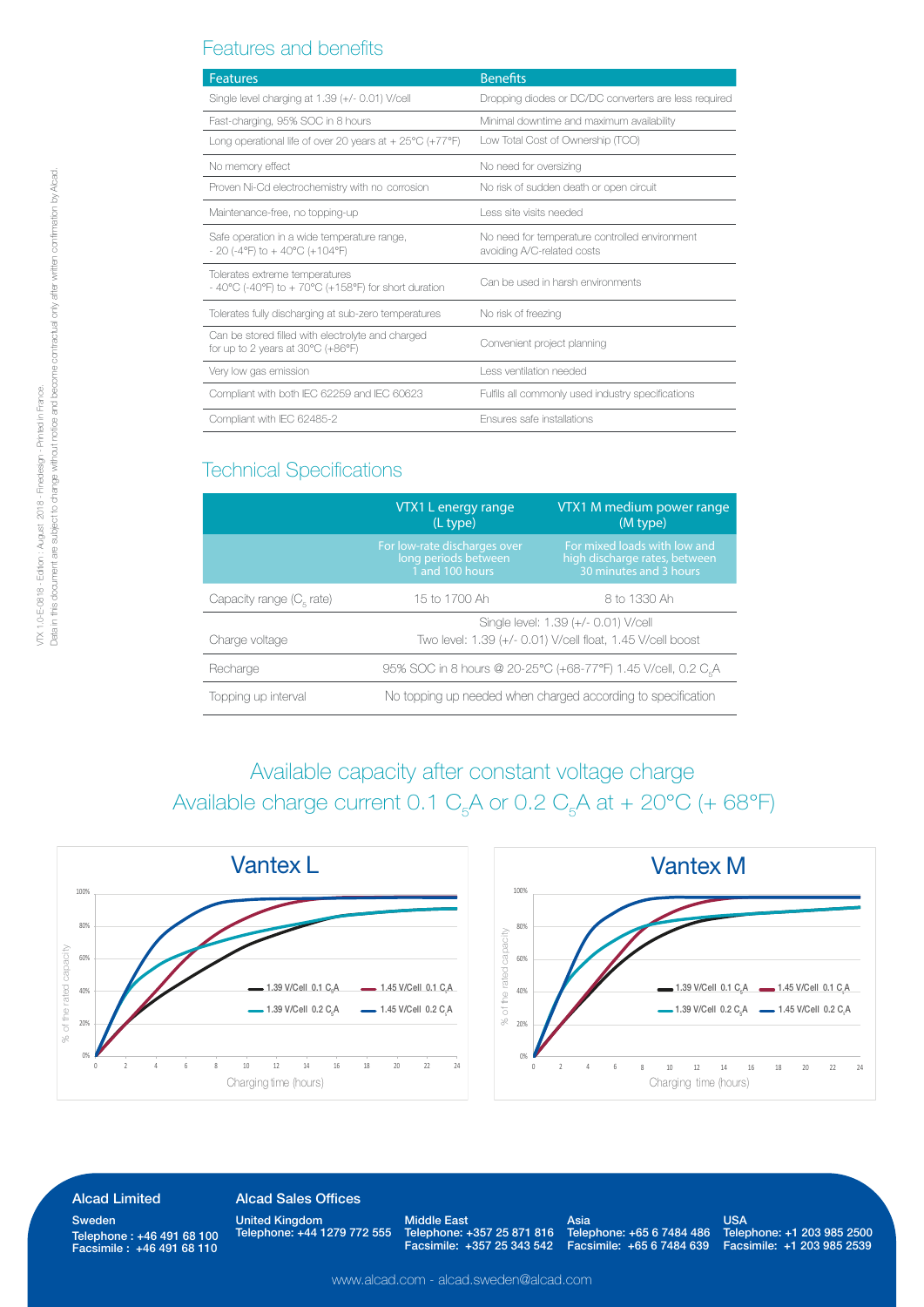## Features and benefits

| Features | Benefits |
|---|---|
| Single level charging at 1.39 (+/- 0.01) V/cell | Dropping diodes or DC/DC converters are less required |
| Fast-charging, 95% SOC in 8 hours | Minimal downtime and maximum availability |
| Long operational life of over 20 years at + 25°C (+77°F) | Low Total Cost of Ownership (TCO) |
| No memory effect | No need for oversizing |
| Proven Ni-Cd electrochemistry with no corrosion | No risk of sudden death or open circuit |
| Maintenance-free, no topping-up | Less site visits needed |
| Safe operation in a wide temperature range, - 20 (-4°F) to + 40°C (+104°F) | No need for temperature controlled environment avoiding A/C-related costs |
| Tolerates extreme temperatures - 40°C (-40°F) to + 70°C (+158°F) for short duration | Can be used in harsh environments |
| Tolerates fully discharging at sub-zero temperatures | No risk of freezing |
| Can be stored filled with electrolyte and charged for up to 2 years at 30°C (+86°F) | Convenient project planning |
| Very low gas emission | Less ventilation needed |
| Compliant with both IEC 62259 and IEC 60623 | Fulfils all commonly used industry specifications |
| Compliant with IEC 62485-2 | Ensures safe installations |

## Technical Specifications

| | VTX1 L energy range (L type) | VTX1 M medium power range (M type) |
|---|---|---|
| | For low-rate discharges over long periods between 1 and 100 hours | For mixed loads with low and high discharge rates, between 30 minutes and 3 hours |
| Capacity range ($C_5$ rate) | 15 to 1700 Ah | 8 to 1330 Ah |
| Charge voltage | Single level: 1.39 (+/- 0.01) V/cell<br>Two level: 1.39 (+/- 0.01) V/cell float, 1.45 V/cell boost | |
| Recharge | 95% SOC in 8 hours @ 20-25°C (+68-77°F) 1.45 V/cell, 0.2 $C_5$A | |
| Topping up interval | No topping up needed when charged according to specification | |

## Available capacity after constant voltage charge
## Available charge current 0.1 $C_5$A or 0.2 $C_5$A at + 20°C (+ 68°F)

### Vantex L

% of the rated capacity
100%
80%
60%
40%
20%
0%
0 2 4 6 8 10 12 14 16 18 20 22 24
Charging time (hours)

1.39 V/Cell 0.1 $C_5$A
1.45 V/Cell 0.1 $C_5$A
1.39 V/Cell 0.2 $C_5$A
1.45 V/Cell 0.2 $C_5$A

### Vantex M

% of the rated capacity
100%
80%
60%
40%
20%
0%
0 2 4 6 8 10 12 14 16 18 20 22 24
Charging time (hours)

1.39 V/Cell 0.1 $C_5$A
1.45 V/Cell 0.1 $C_5$A
1.39 V/Cell 0.2 $C_5$A
1.45 V/Cell 0.2 $C_5$A

VTX 1.0-E-0818 - Edition : August 2018 - Finedesign - Printed in France.
Data in this document are subject to change without notice and become contractual only after written confirmation by Alcad.

**Alcad Limited**

Sweden
Telephone : +46 491 68 100
Facsimile : +46 491 68 110

**Alcad Sales Offices**

United Kingdom
Telephone: +44 1279 772 555

Middle East
Telephone: +357 25 871 816
Facsimile: +357 25 343 542

Asia
Telephone: +65 6 7484 486
Facsimile: +65 6 7484 639

USA
Telephone: +1 203 985 2500
Facsimile: +1 203 985 2539

www.alcad.com - alcad.sweden@alcad.com